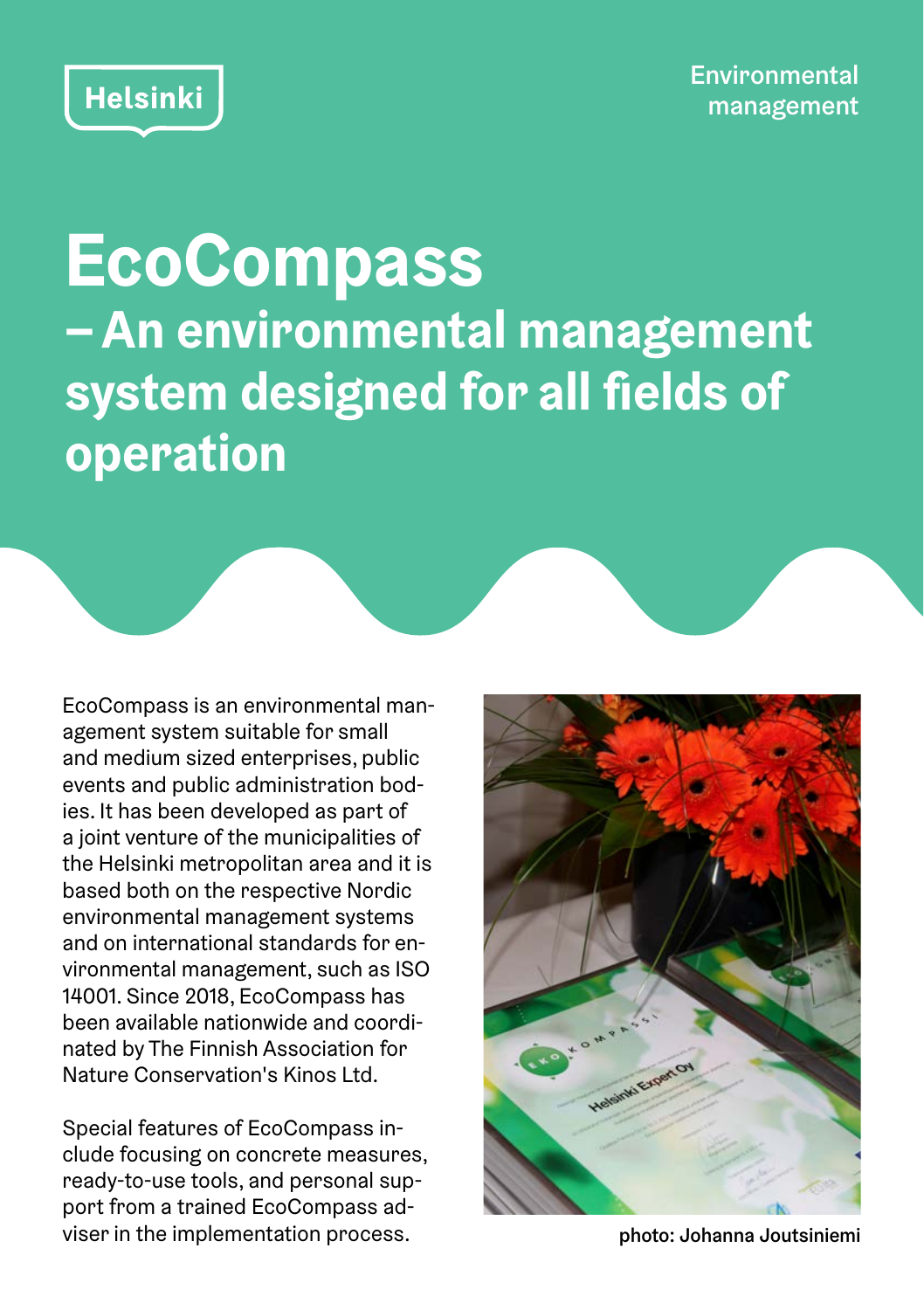Helsinki

Environmental management

# EcoCompass

## – An environmental management system designed for all fields of operation

EcoCompass is an environmental management system suitable for small and medium sized enterprises, public events and public administration bodies. It has been developed as part of a joint venture of the municipalities of the Helsinki metropolitan area and it is based both on the respective Nordic environmental management systems and on international standards for environmental management, such as ISO 14001. Since 2018, EcoCompass has been available nationwide and coordinated by The Finnish Association for Nature Conservation's Kinos Ltd.

Special features of EcoCompass include focusing on concrete measures, ready-to-use tools, and personal support from a trained EcoCompass adviser in the implementation process.

photo: Johanna Joutsiniemi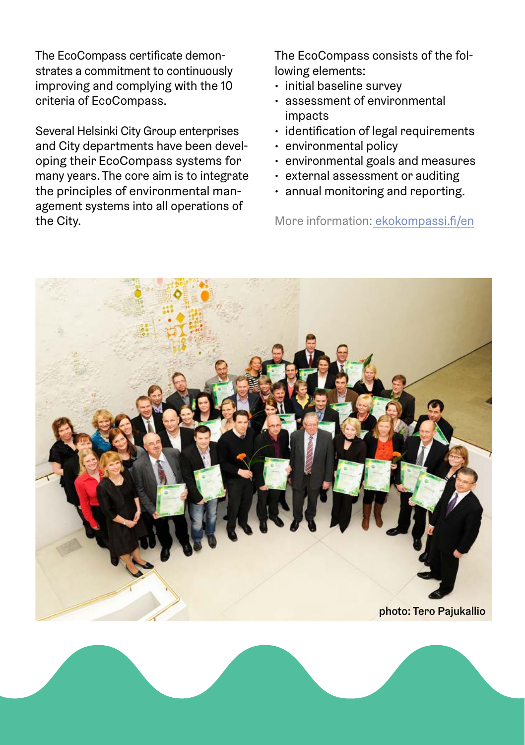The EcoCompass certificate demonstrates a commitment to continuously improving and complying with the 10 criteria of EcoCompass.

Several Helsinki City Group enterprises and City departments have been developing their EcoCompass systems for many years. The core aim is to integrate the principles of environmental management systems into all operations of the City.

The EcoCompass consists of the following elements:

- initial baseline survey
- assessment of environmental impacts
- identification of legal requirements
- environmental policy
- environmental goals and measures
- external assessment or auditing
- annual monitoring and reporting.

More information: ekokompassi.fi/en

photo: Tero Pajukallio